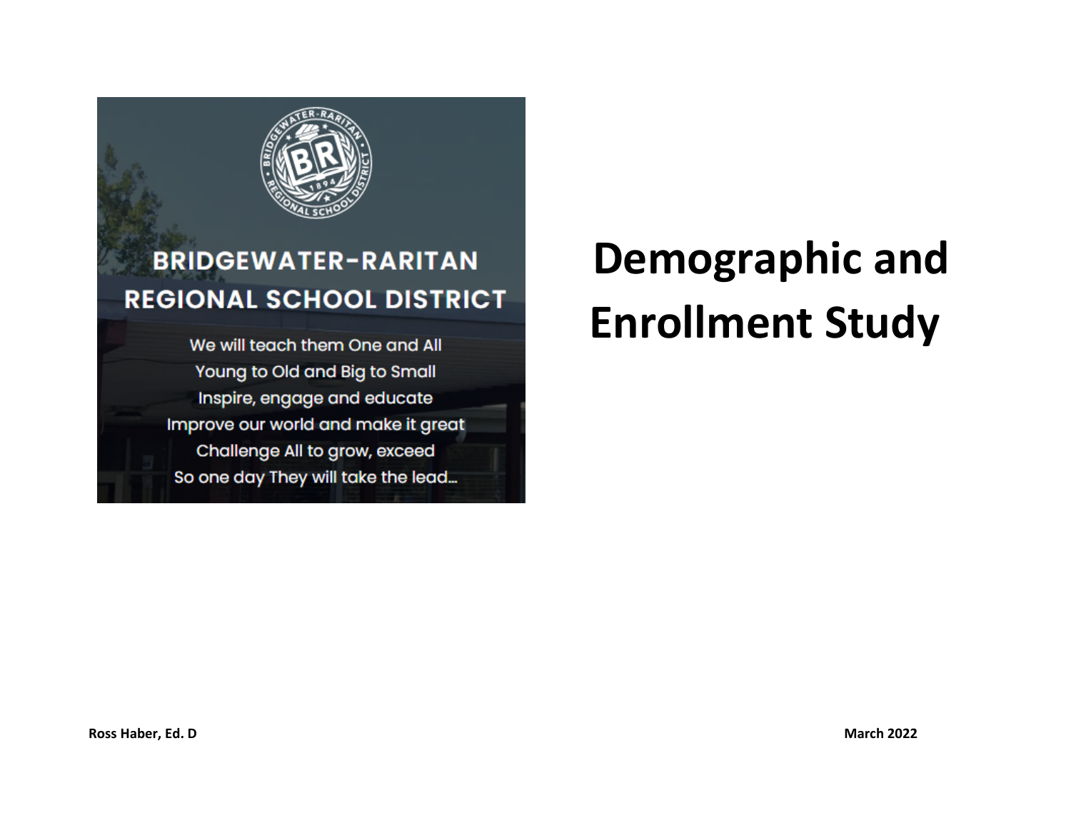BRIDGEWATER-RARITAN REGIONAL SCHOOL DISTRICT

We will teach them One and All
Young to Old and Big to Small
Inspire, engage and educate
Improve our world and make it great
Challenge All to grow, exceed
So one day They will take the lead...

# Demographic and Enrollment Study

**Ross Haber, Ed. D**

**March 2022**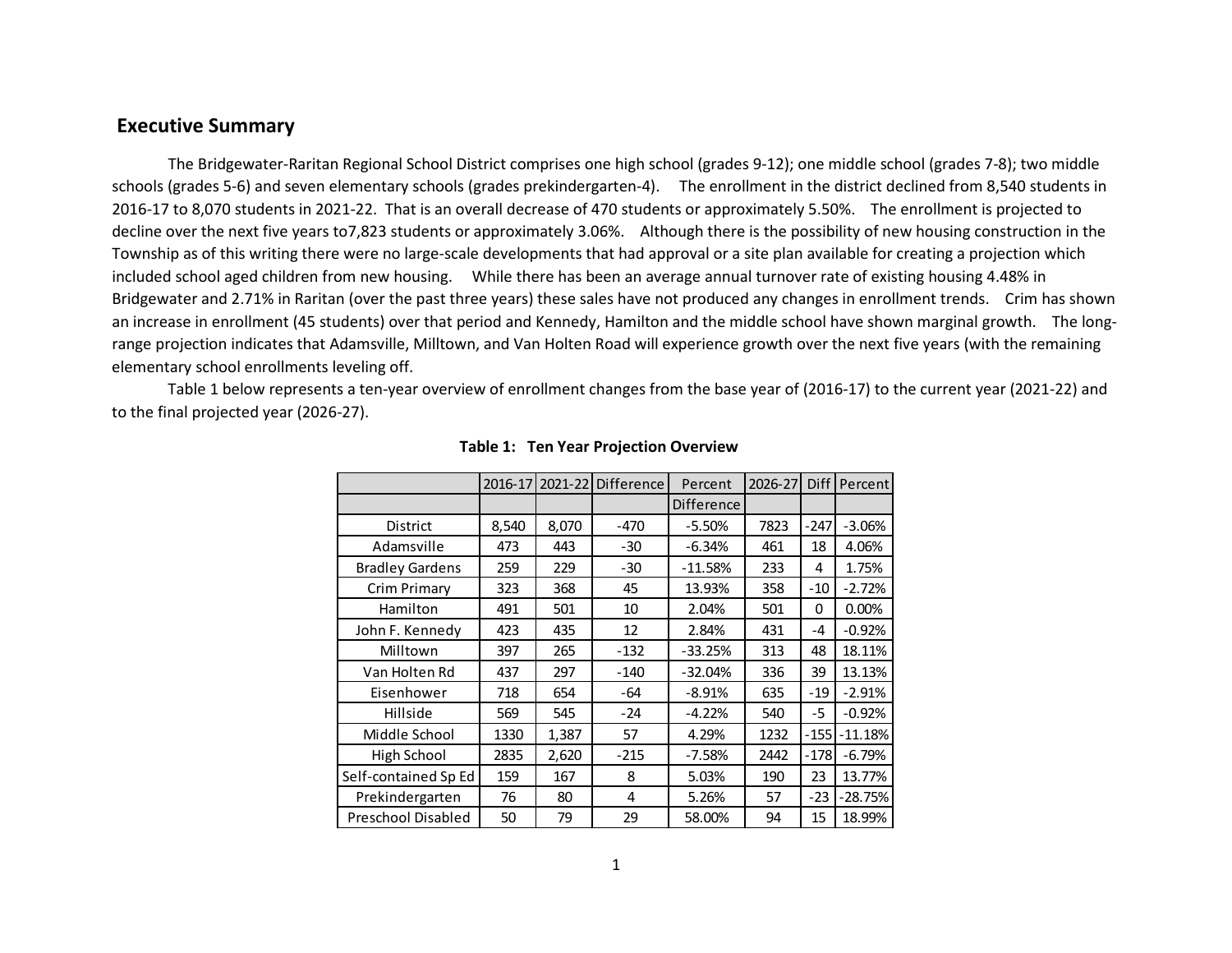## Executive Summary

The Bridgewater-Raritan Regional School District comprises one high school (grades 9-12); one middle school (grades 7-8); two middle schools (grades 5-6) and seven elementary schools (grades prekindergarten-4). The enrollment in the district declined from 8,540 students in 2016-17 to 8,070 students in 2021-22. That is an overall decrease of 470 students or approximately 5.50%. The enrollment is projected to decline over the next five years to7,823 students or approximately 3.06%. Although there is the possibility of new housing construction in the Township as of this writing there were no large-scale developments that had approval or a site plan available for creating a projection which included school aged children from new housing. While there has been an average annual turnover rate of existing housing 4.48% in Bridgewater and 2.71% in Raritan (over the past three years) these sales have not produced any changes in enrollment trends. Crim has shown an increase in enrollment (45 students) over that period and Kennedy, Hamilton and the middle school have shown marginal growth. The long-range projection indicates that Adamsville, Milltown, and Van Holten Road will experience growth over the next five years (with the remaining elementary school enrollments leveling off.

Table 1 below represents a ten-year overview of enrollment changes from the base year of (2016-17) to the current year (2021-22) and to the final projected year (2026-27).

**Table 1: Ten Year Projection Overview**

| | 2016-17 | 2021-22 | Difference | Percent Difference | 2026-27 | Diff | Percent |
|---|---|---|---|---|---|---|---|
| District | 8,540 | 8,070 | -470 | -5.50% | 7823 | -247 | -3.06% |
| Adamsville | 473 | 443 | -30 | -6.34% | 461 | 18 | 4.06% |
| Bradley Gardens | 259 | 229 | -30 | -11.58% | 233 | 4 | 1.75% |
| Crim Primary | 323 | 368 | 45 | 13.93% | 358 | -10 | -2.72% |
| Hamilton | 491 | 501 | 10 | 2.04% | 501 | 0 | 0.00% |
| John F. Kennedy | 423 | 435 | 12 | 2.84% | 431 | -4 | -0.92% |
| Milltown | 397 | 265 | -132 | -33.25% | 313 | 48 | 18.11% |
| Van Holten Rd | 437 | 297 | -140 | -32.04% | 336 | 39 | 13.13% |
| Eisenhower | 718 | 654 | -64 | -8.91% | 635 | -19 | -2.91% |
| Hillside | 569 | 545 | -24 | -4.22% | 540 | -5 | -0.92% |
| Middle School | 1330 | 1,387 | 57 | 4.29% | 1232 | -155 | -11.18% |
| High School | 2835 | 2,620 | -215 | -7.58% | 2442 | -178 | -6.79% |
| Self-contained Sp Ed | 159 | 167 | 8 | 5.03% | 190 | 23 | 13.77% |
| Prekindergarten | 76 | 80 | 4 | 5.26% | 57 | -23 | -28.75% |
| Preschool Disabled | 50 | 79 | 29 | 58.00% | 94 | 15 | 18.99% |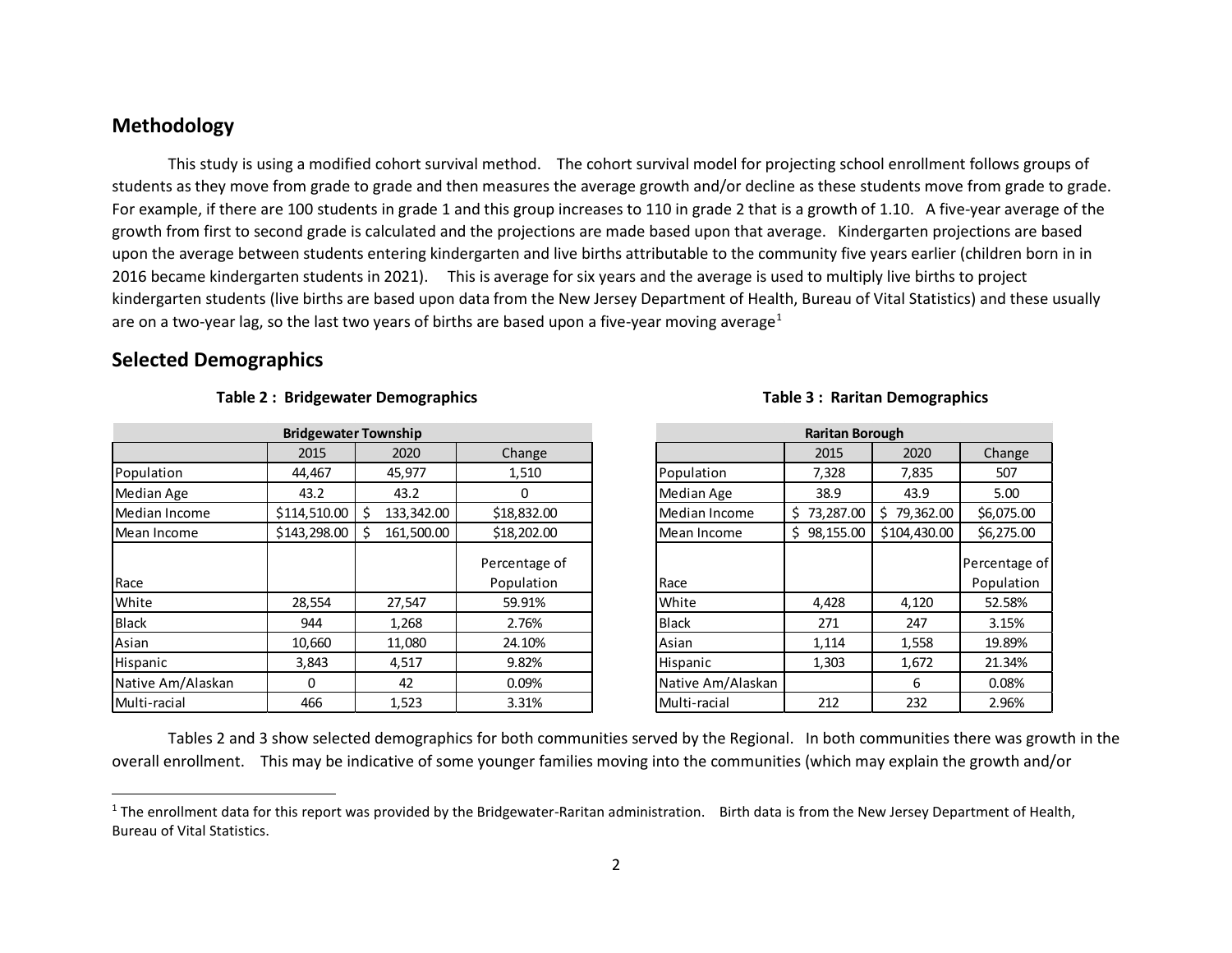## Methodology

This study is using a modified cohort survival method. The cohort survival model for projecting school enrollment follows groups of students as they move from grade to grade and then measures the average growth and/or decline as these students move from grade to grade. For example, if there are 100 students in grade 1 and this group increases to 110 in grade 2 that is a growth of 1.10. A five-year average of the growth from first to second grade is calculated and the projections are made based upon that average. Kindergarten projections are based upon the average between students entering kindergarten and live births attributable to the community five years earlier (children born in in 2016 became kindergarten students in 2021). This is average for six years and the average is used to multiply live births to project kindergarten students (live births are based upon data from the New Jersey Department of Health, Bureau of Vital Statistics) and these usually are on a two-year lag, so the last two years of births are based upon a five-year moving average[1]

## Selected Demographics

**Table 2 : Bridgewater Demographics**

| Bridgewater Township | | | |
|---|---|---|---|
| | 2015 | 2020 | Change |
| Population | 44,467 | 45,977 | 1,510 |
| Median Age | 43.2 | 43.2 | 0 |
| Median Income | $114,510.00 | $ 133,342.00 | $18,832.00 |
| Mean Income | $143,298.00 | $ 161,500.00 | $18,202.00 |
| Race | | | Percentage of Population |
| White | 28,554 | 27,547 | 59.91% |
| Black | 944 | 1,268 | 2.76% |
| Asian | 10,660 | 11,080 | 24.10% |
| Hispanic | 3,843 | 4,517 | 9.82% |
| Native Am/Alaskan | 0 | 42 | 0.09% |
| Multi-racial | 466 | 1,523 | 3.31% |

**Table 3 : Raritan Demographics**

| Raritan Borough | | | |
|---|---|---|---|
| | 2015 | 2020 | Change |
| Population | 7,328 | 7,835 | 507 |
| Median Age | 38.9 | 43.9 | 5.00 |
| Median Income | $ 73,287.00 | $ 79,362.00 | $6,075.00 |
| Mean Income | $ 98,155.00 | $104,430.00 | $6,275.00 |
| Race | | | Percentage of Population |
| White | 4,428 | 4,120 | 52.58% |
| Black | 271 | 247 | 3.15% |
| Asian | 1,114 | 1,558 | 19.89% |
| Hispanic | 1,303 | 1,672 | 21.34% |
| Native Am/Alaskan | | 6 | 0.08% |
| Multi-racial | 212 | 232 | 2.96% |

Tables 2 and 3 show selected demographics for both communities served by the Regional. In both communities there was growth in the overall enrollment. This may be indicative of some younger families moving into the communities (which may explain the growth and/or

[1] The enrollment data for this report was provided by the Bridgewater-Raritan administration. Birth data is from the New Jersey Department of Health, Bureau of Vital Statistics.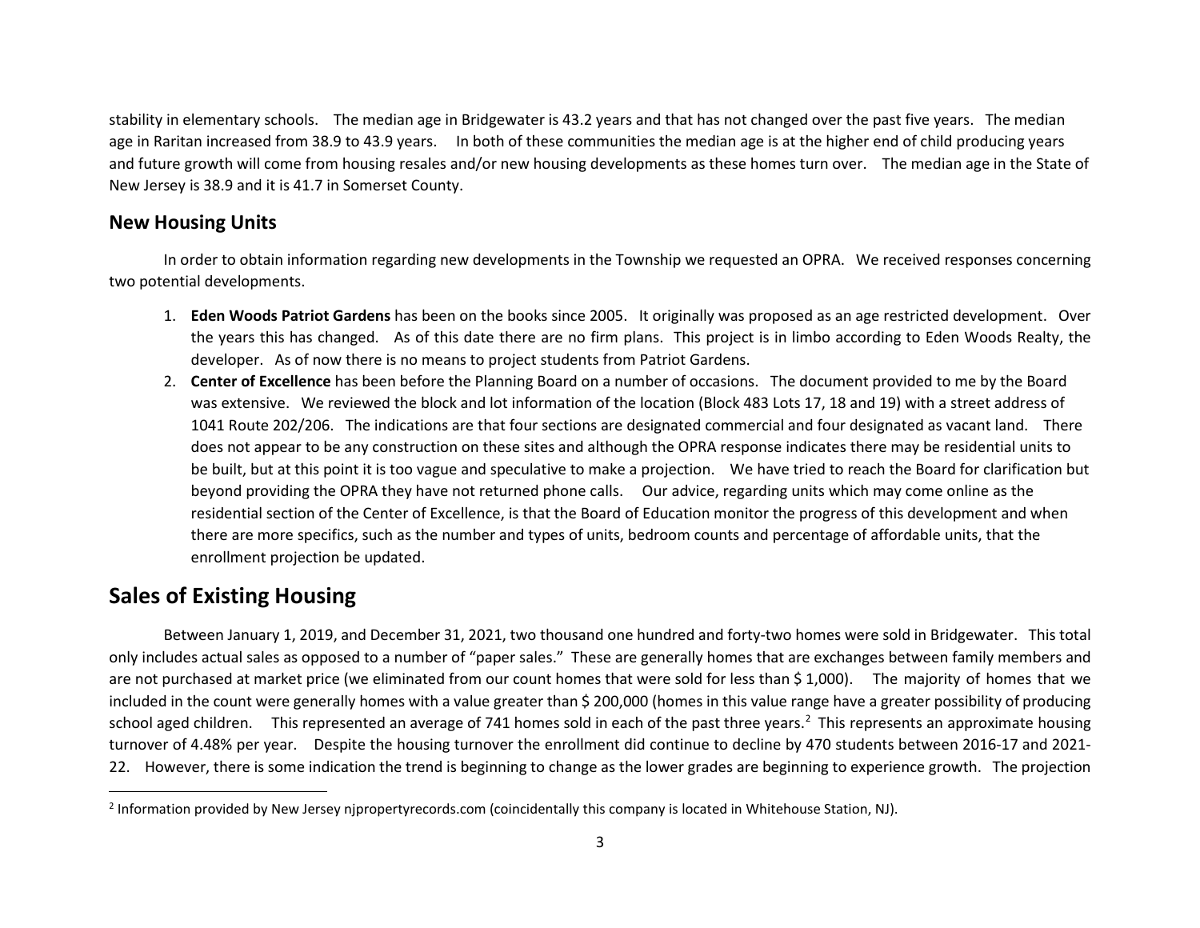stability in elementary schools. The median age in Bridgewater is 43.2 years and that has not changed over the past five years. The median age in Raritan increased from 38.9 to 43.9 years. In both of these communities the median age is at the higher end of child producing years and future growth will come from housing resales and/or new housing developments as these homes turn over. The median age in the State of New Jersey is 38.9 and it is 41.7 in Somerset County.

### New Housing Units

In order to obtain information regarding new developments in the Township we requested an OPRA. We received responses concerning two potential developments.

1. **Eden Woods Patriot Gardens** has been on the books since 2005. It originally was proposed as an age restricted development. Over the years this has changed. As of this date there are no firm plans. This project is in limbo according to Eden Woods Realty, the developer. As of now there is no means to project students from Patriot Gardens.
2. **Center of Excellence** has been before the Planning Board on a number of occasions. The document provided to me by the Board was extensive. We reviewed the block and lot information of the location (Block 483 Lots 17, 18 and 19) with a street address of 1041 Route 202/206. The indications are that four sections are designated commercial and four designated as vacant land. There does not appear to be any construction on these sites and although the OPRA response indicates there may be residential units to be built, but at this point it is too vague and speculative to make a projection. We have tried to reach the Board for clarification but beyond providing the OPRA they have not returned phone calls. Our advice, regarding units which may come online as the residential section of the Center of Excellence, is that the Board of Education monitor the progress of this development and when there are more specifics, such as the number and types of units, bedroom counts and percentage of affordable units, that the enrollment projection be updated.

## Sales of Existing Housing

Between January 1, 2019, and December 31, 2021, two thousand one hundred and forty-two homes were sold in Bridgewater. This total only includes actual sales as opposed to a number of "paper sales." These are generally homes that are exchanges between family members and are not purchased at market price (we eliminated from our count homes that were sold for less than $ 1,000). The majority of homes that we included in the count were generally homes with a value greater than $ 200,000 (homes in this value range have a greater possibility of producing school aged children. This represented an average of 741 homes sold in each of the past three years.[2] This represents an approximate housing turnover of 4.48% per year. Despite the housing turnover the enrollment did continue to decline by 470 students between 2016-17 and 2021-22. However, there is some indication the trend is beginning to change as the lower grades are beginning to experience growth. The projection

[2] Information provided by New Jersey njpropertyrecords.com (coincidentally this company is located in Whitehouse Station, NJ).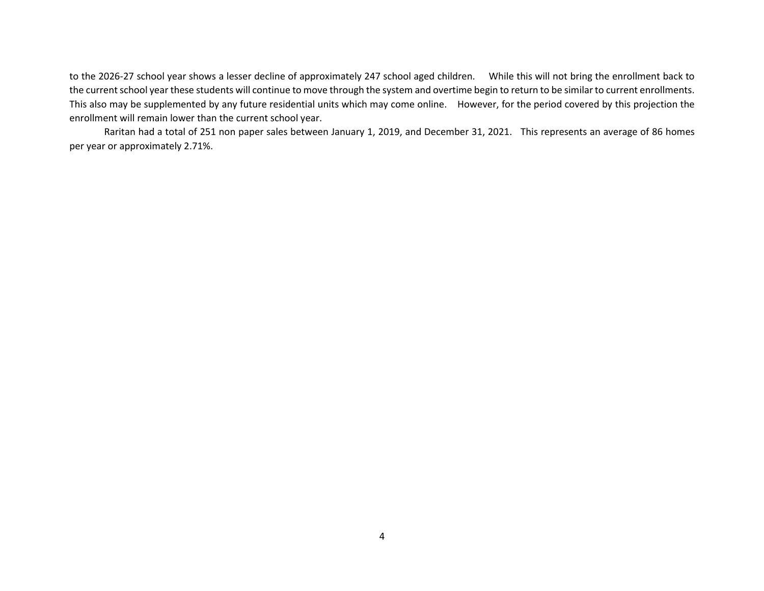to the 2026-27 school year shows a lesser decline of approximately 247 school aged children. While this will not bring the enrollment back to the current school year these students will continue to move through the system and overtime begin to return to be similar to current enrollments. This also may be supplemented by any future residential units which may come online. However, for the period covered by this projection the enrollment will remain lower than the current school year.

Raritan had a total of 251 non paper sales between January 1, 2019, and December 31, 2021. This represents an average of 86 homes per year or approximately 2.71%.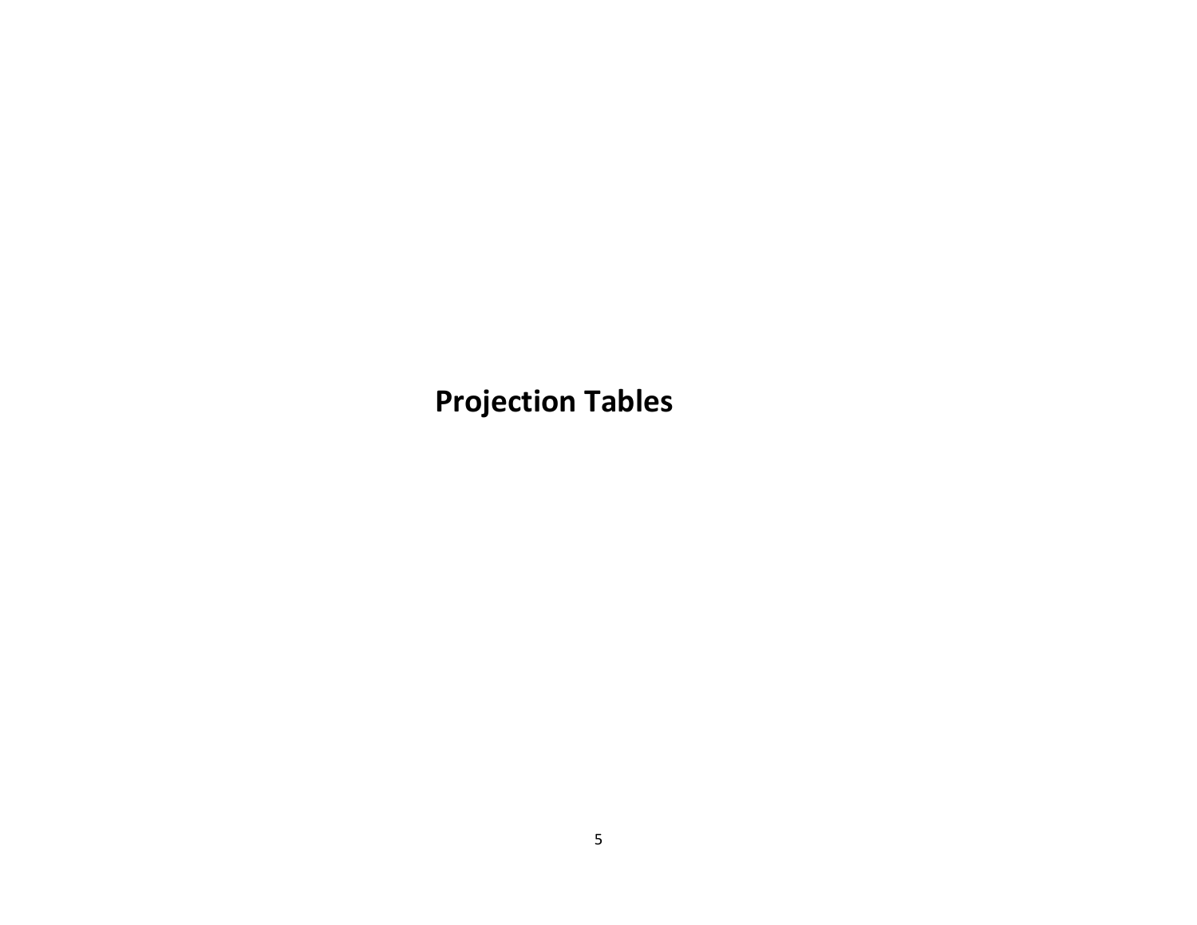# Projection Tables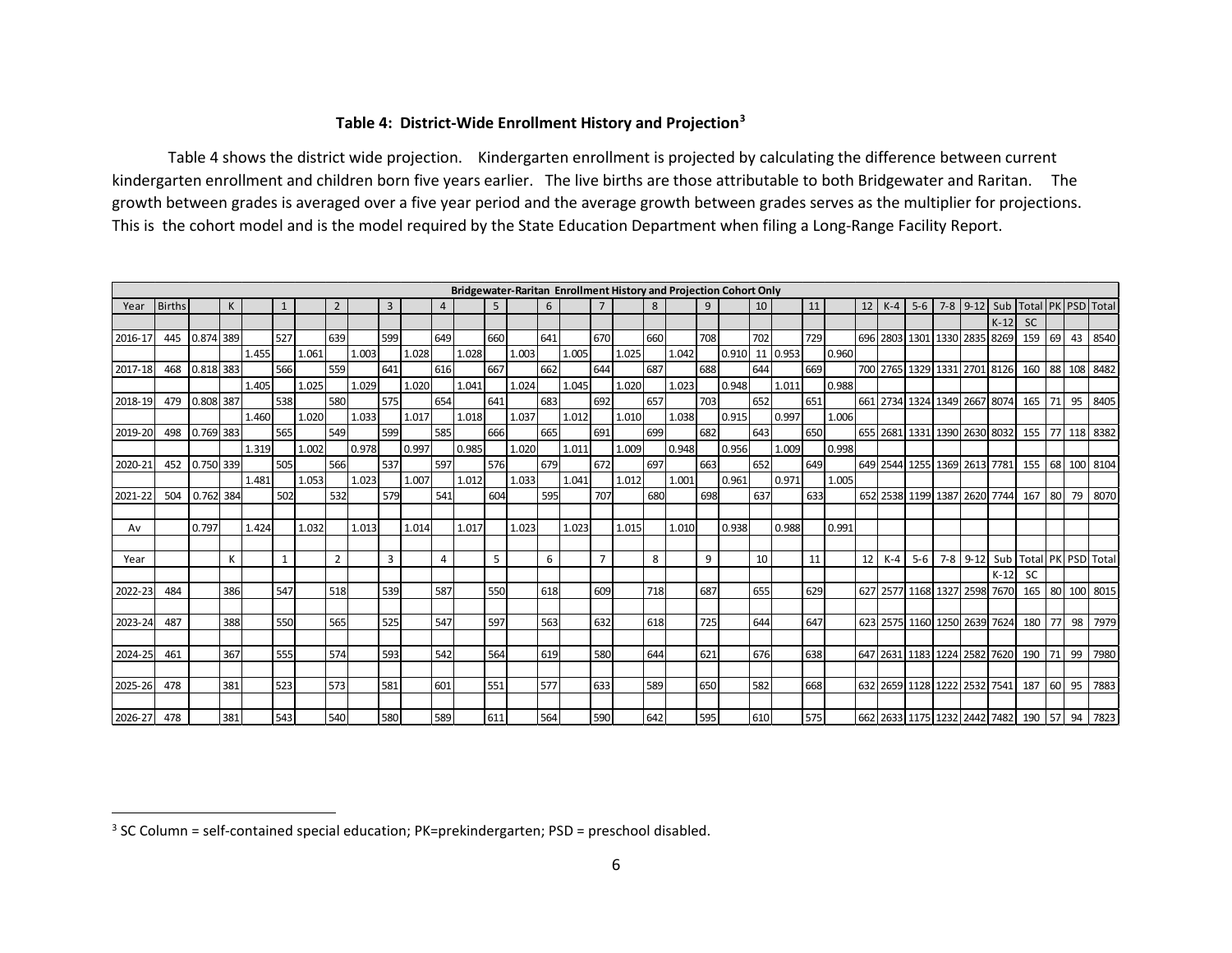### Table 4: District-Wide Enrollment History and Projection[3]

Table 4 shows the district wide projection. Kindergarten enrollment is projected by calculating the difference between current kindergarten enrollment and children born five years earlier. The live births are those attributable to both Bridgewater and Raritan. The growth between grades is averaged over a five year period and the average growth between grades serves as the multiplier for projections. This is the cohort model and is the model required by the State Education Department when filing a Long-Range Facility Report.

**Bridgewater-Raritan Enrollment History and Projection Cohort Only**

| Year | Births | | K | | 1 | | 2 | | 3 | | 4 | | 5 | | 6 | | 7 | | 8 | | 9 | | 10 | | 11 | | 12 | K-4 | 5-6 | 7-8 | 9-12 | Sub K-12 | Total SC | PK | PSD | Total |
|---|---|---|---|---|---|---|---|---|---|---|---|---|---|---|---|---|---|---|---|---|---|---|---|---|---|---|---|---|---|---|---|---|---|---|---|---|
| 2016-17 | 445 | 0.874 | 389 | | 527 | | 639 | | 599 | | 649 | | 660 | | 641 | | 670 | | 660 | | 708 | | 702 | | 729 | | 696 | 2803 | 1301 | 1330 | 2835 | 8269 | 159 | 69 | 43 | 8540 |
| | | | | 1.455 | | 1.061 | | 1.003 | | 1.028 | | 1.028 | | 1.003 | | 1.005 | | 1.025 | | 1.042 | | 0.910 | 11 | 0.953 | | 0.960 | | | | | | | | | | |
| 2017-18 | 468 | 0.818 | 383 | | 566 | | 559 | | 641 | | 616 | | 667 | | 662 | | 644 | | 687 | | 688 | | 644 | | 669 | | 700 | 2765 | 1329 | 1331 | 2701 | 8126 | 160 | 88 | 108 | 8482 |
| | | | | 1.405 | | 1.025 | | 1.029 | | 1.020 | | 1.041 | | 1.024 | | 1.045 | | 1.020 | | 1.023 | | 0.948 | | 1.011 | | 0.988 | | | | | | | | | | |
| 2018-19 | 479 | 0.808 | 387 | | 538 | | 580 | | 575 | | 654 | | 641 | | 683 | | 692 | | 657 | | 703 | | 652 | | 651 | | 661 | 2734 | 1324 | 1349 | 2667 | 8074 | 165 | 71 | 95 | 8405 |
| | | | | 1.460 | | 1.020 | | 1.033 | | 1.017 | | 1.018 | | 1.037 | | 1.012 | | 1.010 | | 1.038 | | 0.915 | | 0.997 | | 1.006 | | | | | | | | | | |
| 2019-20 | 498 | 0.769 | 383 | | 565 | | 549 | | 599 | | 585 | | 666 | | 665 | | 691 | | 699 | | 682 | | 643 | | 650 | | 655 | 2681 | 1331 | 1390 | 2630 | 8032 | 155 | 77 | 118 | 8382 |
| | | | | 1.319 | | 1.002 | | 0.978 | | 0.997 | | 0.985 | | 1.020 | | 1.011 | | 1.009 | | 0.948 | | 0.956 | | 1.009 | | 0.998 | | | | | | | | | | |
| 2020-21 | 452 | 0.750 | 339 | | 505 | | 566 | | 537 | | 597 | | 576 | | 679 | | 672 | | 697 | | 663 | | 652 | | 649 | | 649 | 2544 | 1255 | 1369 | 2613 | 7781 | 155 | 68 | 100 | 8104 |
| | | | | 1.481 | | 1.053 | | 1.023 | | 1.007 | | 1.012 | | 1.033 | | 1.041 | | 1.012 | | 1.001 | | 0.961 | | 0.971 | | 1.005 | | | | | | | | | | |
| 2021-22 | 504 | 0.762 | 384 | | 502 | | 532 | | 579 | | 541 | | 604 | | 595 | | 707 | | 680 | | 698 | | 637 | | 633 | | 652 | 2538 | 1199 | 1387 | 2620 | 7744 | 167 | 80 | 79 | 8070 |
| Av | | 0.797 | | 1.424 | | 1.032 | | 1.013 | | 1.014 | | 1.017 | | 1.023 | | 1.023 | | 1.015 | | 1.010 | | 0.938 | | 0.988 | | 0.991 | | | | | | | | | | |
| Year | | | K | | 1 | | 2 | | 3 | | 4 | | 5 | | 6 | | 7 | | 8 | | 9 | | 10 | | 11 | | 12 | K-4 | 5-6 | 7-8 | 9-12 | Sub K-12 | Total SC | PK | PSD | Total |
| 2022-23 | 484 | | 386 | | 547 | | 518 | | 539 | | 587 | | 550 | | 618 | | 609 | | 718 | | 687 | | 655 | | 629 | | 627 | 2577 | 1168 | 1327 | 2598 | 7670 | 165 | 80 | 100 | 8015 |
| 2023-24 | 487 | | 388 | | 550 | | 565 | | 525 | | 547 | | 597 | | 563 | | 632 | | 618 | | 725 | | 644 | | 647 | | 623 | 2575 | 1160 | 1250 | 2639 | 7624 | 180 | 77 | 98 | 7979 |
| 2024-25 | 461 | | 367 | | 555 | | 574 | | 593 | | 542 | | 564 | | 619 | | 580 | | 644 | | 621 | | 676 | | 638 | | 647 | 2631 | 1183 | 1224 | 2582 | 7620 | 190 | 71 | 99 | 7980 |
| 2025-26 | 478 | | 381 | | 523 | | 573 | | 581 | | 601 | | 551 | | 577 | | 633 | | 589 | | 650 | | 582 | | 668 | | 632 | 2659 | 1128 | 1222 | 2532 | 7541 | 187 | 60 | 95 | 7883 |
| 2026-27 | 478 | | 381 | | 543 | | 540 | | 580 | | 589 | | 611 | | 564 | | 590 | | 642 | | 595 | | 610 | | 575 | | 662 | 2633 | 1175 | 1232 | 2442 | 7482 | 190 | 57 | 94 | 7823 |

[3] SC Column = self-contained special education; PK=prekindergarten; PSD = preschool disabled.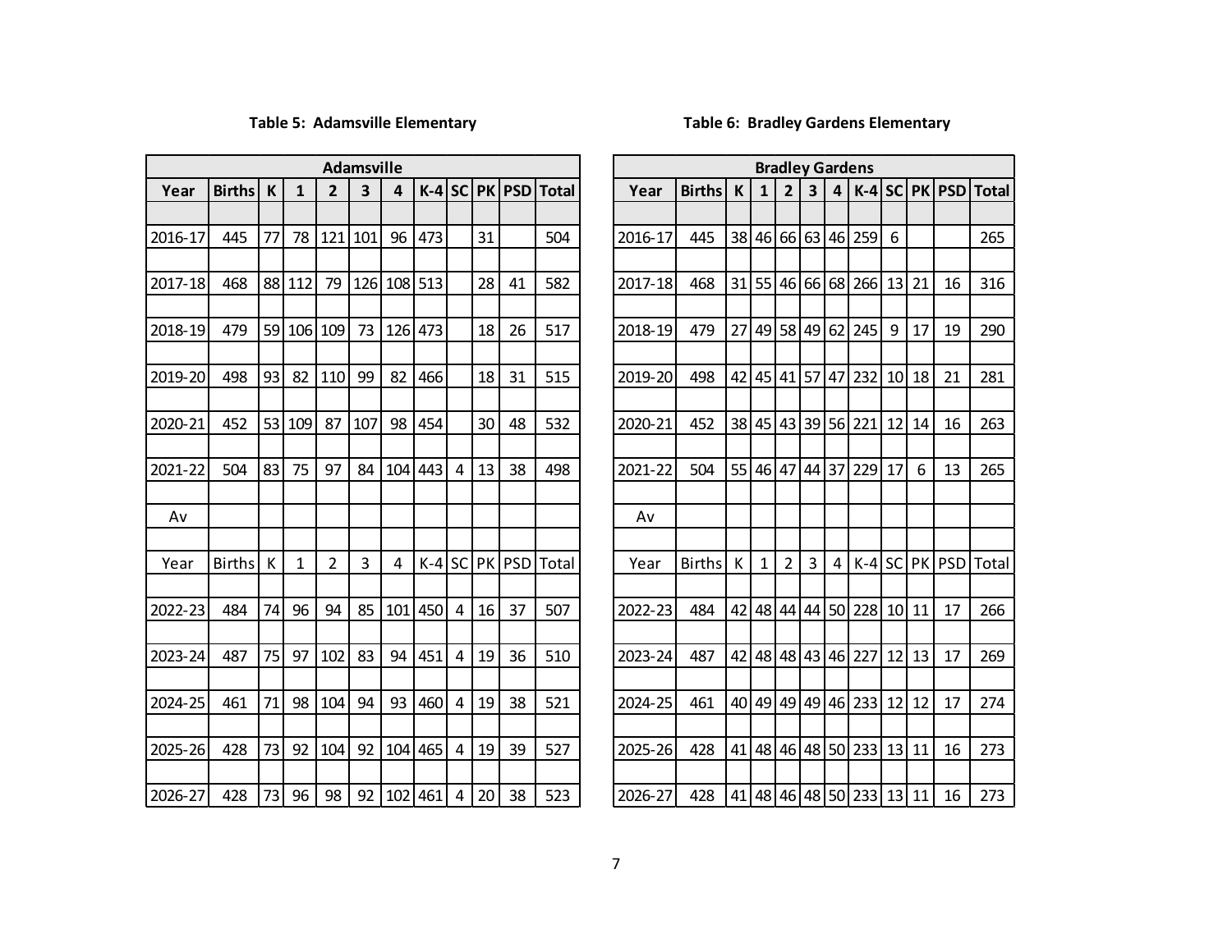**Table 5: Adamsville Elementary**

| Adamsville | | | | | | | | | | | |
|---|---|---|---|---|---|---|---|---|---|---|---|
| Year | Births | K | 1 | 2 | 3 | 4 | K-4 | SC | PK | PSD | Total |
| 2016-17 | 445 | 77 | 78 | 121 | 101 | 96 | 473 | | 31 | | 504 |
| 2017-18 | 468 | 88 | 112 | 79 | 126 | 108 | 513 | | 28 | 41 | 582 |
| 2018-19 | 479 | 59 | 106 | 109 | 73 | 126 | 473 | | 18 | 26 | 517 |
| 2019-20 | 498 | 93 | 82 | 110 | 99 | 82 | 466 | | 18 | 31 | 515 |
| 2020-21 | 452 | 53 | 109 | 87 | 107 | 98 | 454 | | 30 | 48 | 532 |
| 2021-22 | 504 | 83 | 75 | 97 | 84 | 104 | 443 | 4 | 13 | 38 | 498 |
| Av | | | | | | | | | | | |
| Year | Births | K | 1 | 2 | 3 | 4 | K-4 | SC | PK | PSD | Total |
| 2022-23 | 484 | 74 | 96 | 94 | 85 | 101 | 450 | 4 | 16 | 37 | 507 |
| 2023-24 | 487 | 75 | 97 | 102 | 83 | 94 | 451 | 4 | 19 | 36 | 510 |
| 2024-25 | 461 | 71 | 98 | 104 | 94 | 93 | 460 | 4 | 19 | 38 | 521 |
| 2025-26 | 428 | 73 | 92 | 104 | 92 | 104 | 465 | 4 | 19 | 39 | 527 |
| 2026-27 | 428 | 73 | 96 | 98 | 92 | 102 | 461 | 4 | 20 | 38 | 523 |

**Table 6: Bradley Gardens Elementary**

| Bradley Gardens | | | | | | | | | | | |
|---|---|---|---|---|---|---|---|---|---|---|---|
| Year | Births | K | 1 | 2 | 3 | 4 | K-4 | SC | PK | PSD | Total |
| 2016-17 | 445 | 38 | 46 | 66 | 63 | 46 | 259 | 6 | | | 265 |
| 2017-18 | 468 | 31 | 55 | 46 | 66 | 68 | 266 | 13 | 21 | 16 | 316 |
| 2018-19 | 479 | 27 | 49 | 58 | 49 | 62 | 245 | 9 | 17 | 19 | 290 |
| 2019-20 | 498 | 42 | 45 | 41 | 57 | 47 | 232 | 10 | 18 | 21 | 281 |
| 2020-21 | 452 | 38 | 45 | 43 | 39 | 56 | 221 | 12 | 14 | 16 | 263 |
| 2021-22 | 504 | 55 | 46 | 47 | 44 | 37 | 229 | 17 | 6 | 13 | 265 |
| Av | | | | | | | | | | | |
| Year | Births | K | 1 | 2 | 3 | 4 | K-4 | SC | PK | PSD | Total |
| 2022-23 | 484 | 42 | 48 | 44 | 44 | 50 | 228 | 10 | 11 | 17 | 266 |
| 2023-24 | 487 | 42 | 48 | 48 | 43 | 46 | 227 | 12 | 13 | 17 | 269 |
| 2024-25 | 461 | 40 | 49 | 49 | 49 | 46 | 233 | 12 | 12 | 17 | 274 |
| 2025-26 | 428 | 41 | 48 | 46 | 48 | 50 | 233 | 13 | 11 | 16 | 273 |
| 2026-27 | 428 | 41 | 48 | 46 | 48 | 50 | 233 | 13 | 11 | 16 | 273 |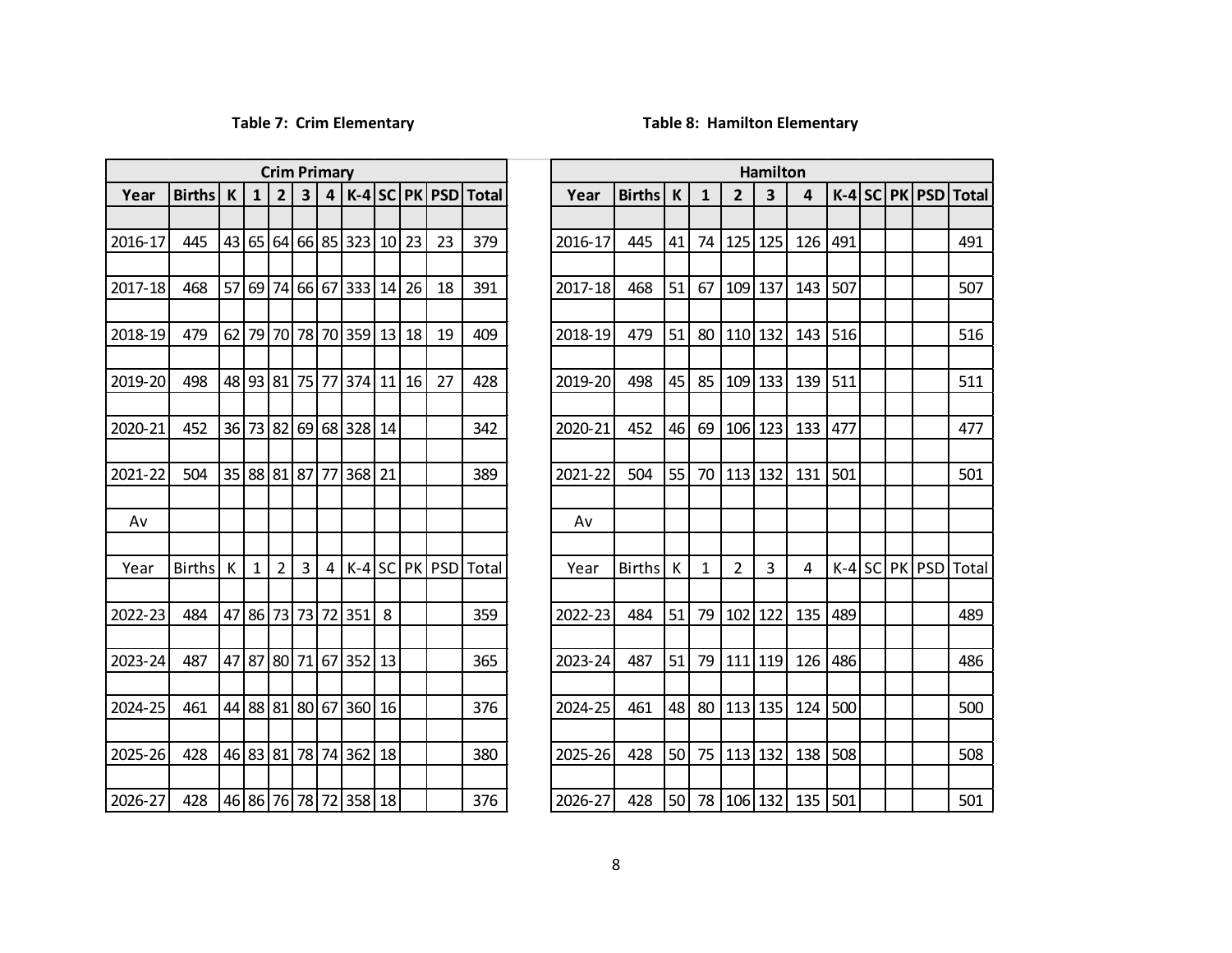**Table 7: Crim Elementary**

| Crim Primary | | | | | | | | | | | |
|---|---|---|---|---|---|---|---|---|---|---|---|
| Year | Births | K | 1 | 2 | 3 | 4 | K-4 | SC | PK | PSD | Total |
| 2016-17 | 445 | 43 | 65 | 64 | 66 | 85 | 323 | 10 | 23 | 23 | 379 |
| 2017-18 | 468 | 57 | 69 | 74 | 66 | 67 | 333 | 14 | 26 | 18 | 391 |
| 2018-19 | 479 | 62 | 79 | 70 | 78 | 70 | 359 | 13 | 18 | 19 | 409 |
| 2019-20 | 498 | 48 | 93 | 81 | 75 | 77 | 374 | 11 | 16 | 27 | 428 |
| 2020-21 | 452 | 36 | 73 | 82 | 69 | 68 | 328 | 14 | | | 342 |
| 2021-22 | 504 | 35 | 88 | 81 | 87 | 77 | 368 | 21 | | | 389 |
| Av | | | | | | | | | | | |
| Year | Births | K | 1 | 2 | 3 | 4 | K-4 | SC | PK | PSD | Total |
| 2022-23 | 484 | 47 | 86 | 73 | 73 | 72 | 351 | 8 | | | 359 |
| 2023-24 | 487 | 47 | 87 | 80 | 71 | 67 | 352 | 13 | | | 365 |
| 2024-25 | 461 | 44 | 88 | 81 | 80 | 67 | 360 | 16 | | | 376 |
| 2025-26 | 428 | 46 | 83 | 81 | 78 | 74 | 362 | 18 | | | 380 |
| 2026-27 | 428 | 46 | 86 | 76 | 78 | 72 | 358 | 18 | | | 376 |

**Table 8: Hamilton Elementary**

| Hamilton | | | | | | | | | | | |
|---|---|---|---|---|---|---|---|---|---|---|---|
| Year | Births | K | 1 | 2 | 3 | 4 | K-4 | SC | PK | PSD | Total |
| 2016-17 | 445 | 41 | 74 | 125 | 125 | 126 | 491 | | | | 491 |
| 2017-18 | 468 | 51 | 67 | 109 | 137 | 143 | 507 | | | | 507 |
| 2018-19 | 479 | 51 | 80 | 110 | 132 | 143 | 516 | | | | 516 |
| 2019-20 | 498 | 45 | 85 | 109 | 133 | 139 | 511 | | | | 511 |
| 2020-21 | 452 | 46 | 69 | 106 | 123 | 133 | 477 | | | | 477 |
| 2021-22 | 504 | 55 | 70 | 113 | 132 | 131 | 501 | | | | 501 |
| Av | | | | | | | | | | | |
| Year | Births | K | 1 | 2 | 3 | 4 | K-4 | SC | PK | PSD | Total |
| 2022-23 | 484 | 51 | 79 | 102 | 122 | 135 | 489 | | | | 489 |
| 2023-24 | 487 | 51 | 79 | 111 | 119 | 126 | 486 | | | | 486 |
| 2024-25 | 461 | 48 | 80 | 113 | 135 | 124 | 500 | | | | 500 |
| 2025-26 | 428 | 50 | 75 | 113 | 132 | 138 | 508 | | | | 508 |
| 2026-27 | 428 | 50 | 78 | 106 | 132 | 135 | 501 | | | | 501 |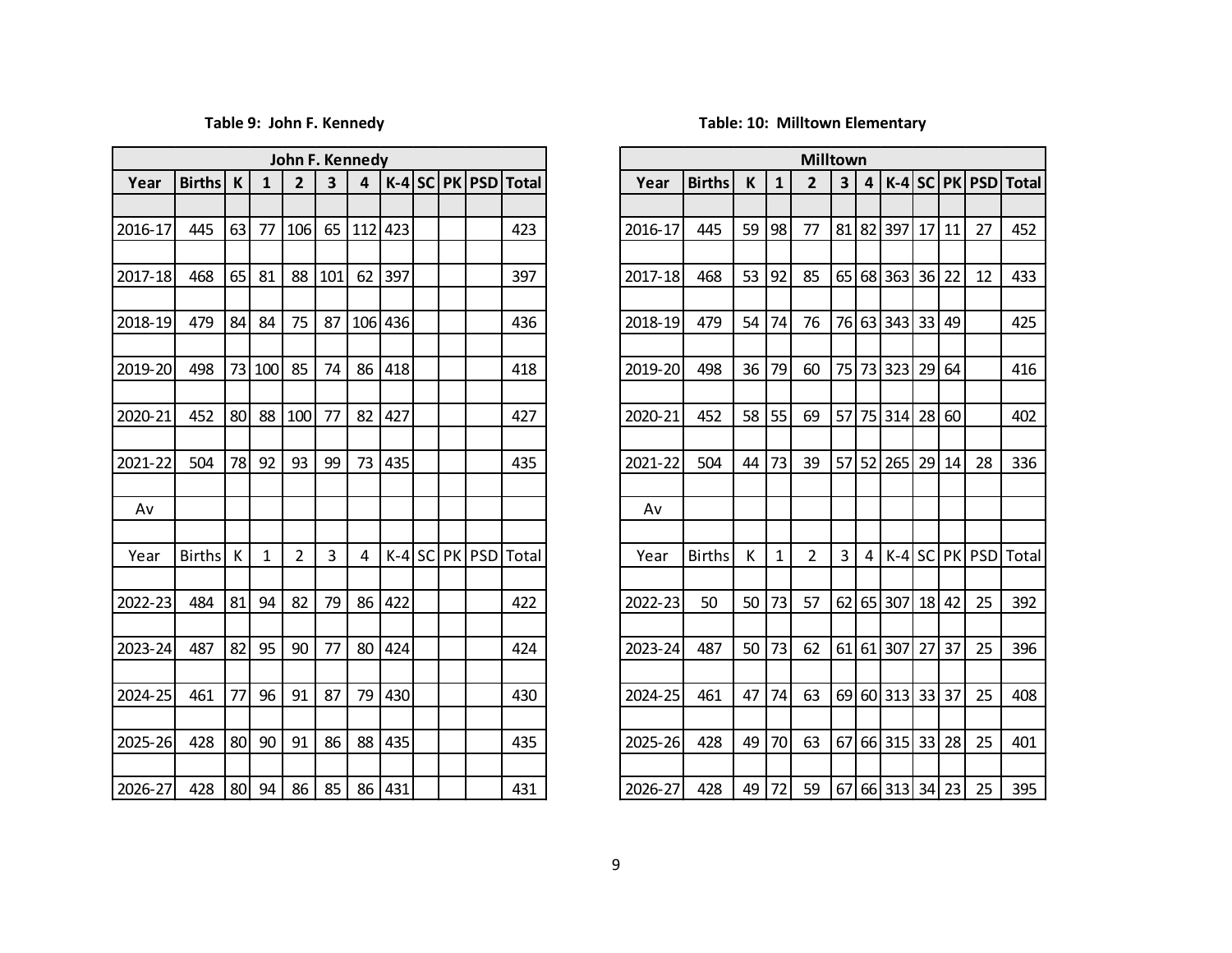**Table 9: John F. Kennedy**

| John F. Kennedy | | | | | | | | | | | |
|---|---|---|---|---|---|---|---|---|---|---|---|
| Year | Births | K | 1 | 2 | 3 | 4 | K-4 | SC | PK | PSD | Total |
| 2016-17 | 445 | 63 | 77 | 106 | 65 | 112 | 423 | | | | 423 |
| 2017-18 | 468 | 65 | 81 | 88 | 101 | 62 | 397 | | | | 397 |
| 2018-19 | 479 | 84 | 84 | 75 | 87 | 106 | 436 | | | | 436 |
| 2019-20 | 498 | 73 | 100 | 85 | 74 | 86 | 418 | | | | 418 |
| 2020-21 | 452 | 80 | 88 | 100 | 77 | 82 | 427 | | | | 427 |
| 2021-22 | 504 | 78 | 92 | 93 | 99 | 73 | 435 | | | | 435 |
| Av | | | | | | | | | | | |
| Year | Births | K | 1 | 2 | 3 | 4 | K-4 | SC | PK | PSD | Total |
| 2022-23 | 484 | 81 | 94 | 82 | 79 | 86 | 422 | | | | 422 |
| 2023-24 | 487 | 82 | 95 | 90 | 77 | 80 | 424 | | | | 424 |
| 2024-25 | 461 | 77 | 96 | 91 | 87 | 79 | 430 | | | | 430 |
| 2025-26 | 428 | 80 | 90 | 91 | 86 | 88 | 435 | | | | 435 |
| 2026-27 | 428 | 80 | 94 | 86 | 85 | 86 | 431 | | | | 431 |

**Table: 10: Milltown Elementary**

| Milltown | | | | | | | | | | | |
|---|---|---|---|---|---|---|---|---|---|---|---|
| Year | Births | K | 1 | 2 | 3 | 4 | K-4 | SC | PK | PSD | Total |
| 2016-17 | 445 | 59 | 98 | 77 | 81 | 82 | 397 | 17 | 11 | 27 | 452 |
| 2017-18 | 468 | 53 | 92 | 85 | 65 | 68 | 363 | 36 | 22 | 12 | 433 |
| 2018-19 | 479 | 54 | 74 | 76 | 76 | 63 | 343 | 33 | 49 | | 425 |
| 2019-20 | 498 | 36 | 79 | 60 | 75 | 73 | 323 | 29 | 64 | | 416 |
| 2020-21 | 452 | 58 | 55 | 69 | 57 | 75 | 314 | 28 | 60 | | 402 |
| 2021-22 | 504 | 44 | 73 | 39 | 57 | 52 | 265 | 29 | 14 | 28 | 336 |
| Av | | | | | | | | | | | |
| Year | Births | K | 1 | 2 | 3 | 4 | K-4 | SC | PK | PSD | Total |
| 2022-23 | 50 | 50 | 73 | 57 | 62 | 65 | 307 | 18 | 42 | 25 | 392 |
| 2023-24 | 487 | 50 | 73 | 62 | 61 | 61 | 307 | 27 | 37 | 25 | 396 |
| 2024-25 | 461 | 47 | 74 | 63 | 69 | 60 | 313 | 33 | 37 | 25 | 408 |
| 2025-26 | 428 | 49 | 70 | 63 | 67 | 66 | 315 | 33 | 28 | 25 | 401 |
| 2026-27 | 428 | 49 | 72 | 59 | 67 | 66 | 313 | 34 | 23 | 25 | 395 |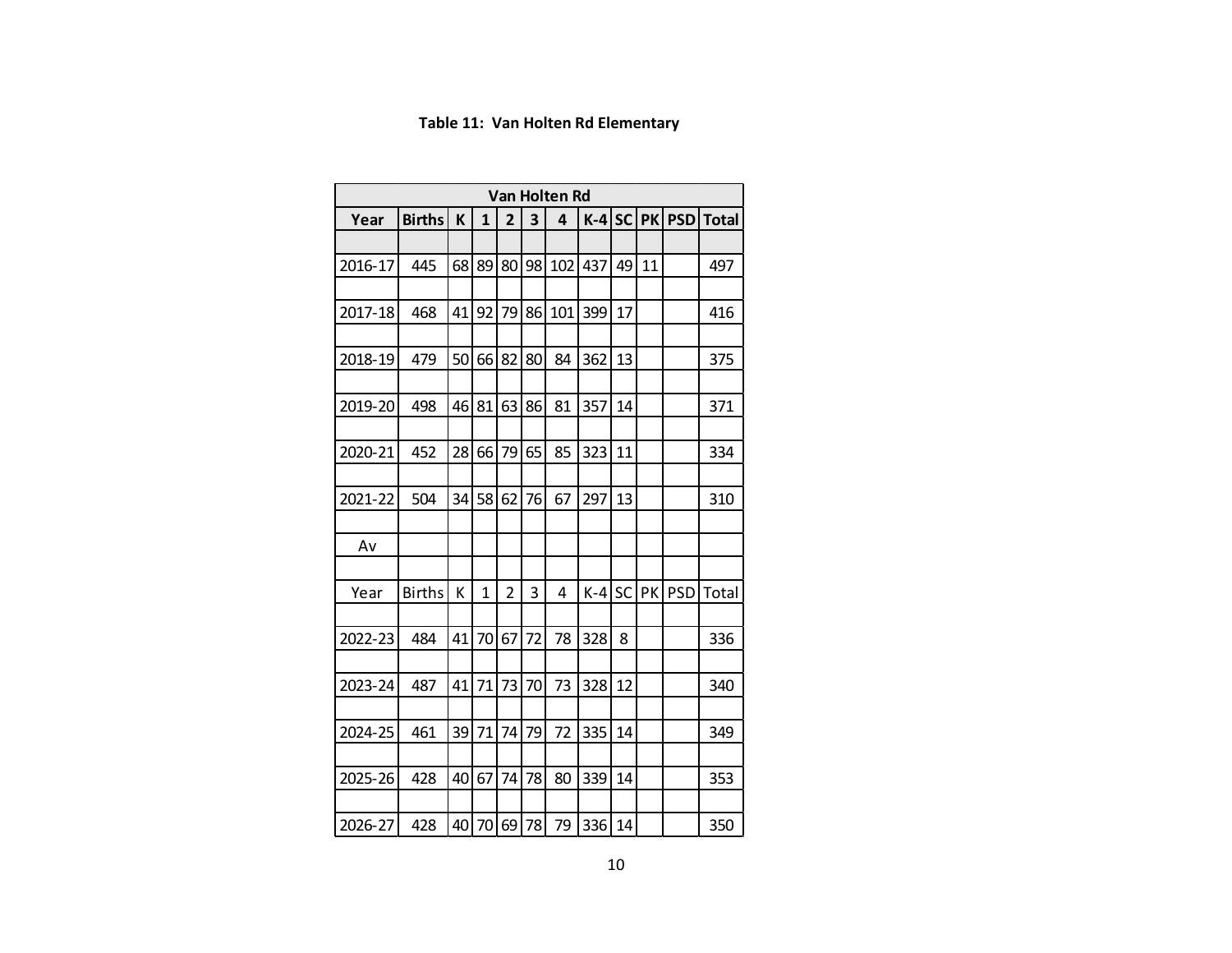**Table 11: Van Holten Rd Elementary**

| Van Holten Rd | | | | | | | | | | | |
|---|---|---|---|---|---|---|---|---|---|---|---|
| Year | Births | K | 1 | 2 | 3 | 4 | K-4 | SC | PK | PSD | Total |
| | | | | | | | | | | | |
| 2016-17 | 445 | 68 | 89 | 80 | 98 | 102 | 437 | 49 | 11 | | 497 |
| | | | | | | | | | | | |
| 2017-18 | 468 | 41 | 92 | 79 | 86 | 101 | 399 | 17 | | | 416 |
| | | | | | | | | | | | |
| 2018-19 | 479 | 50 | 66 | 82 | 80 | 84 | 362 | 13 | | | 375 |
| | | | | | | | | | | | |
| 2019-20 | 498 | 46 | 81 | 63 | 86 | 81 | 357 | 14 | | | 371 |
| | | | | | | | | | | | |
| 2020-21 | 452 | 28 | 66 | 79 | 65 | 85 | 323 | 11 | | | 334 |
| | | | | | | | | | | | |
| 2021-22 | 504 | 34 | 58 | 62 | 76 | 67 | 297 | 13 | | | 310 |
| | | | | | | | | | | | |
| Av | | | | | | | | | | | |
| | | | | | | | | | | | |
| Year | Births | K | 1 | 2 | 3 | 4 | K-4 | SC | PK | PSD | Total |
| | | | | | | | | | | | |
| 2022-23 | 484 | 41 | 70 | 67 | 72 | 78 | 328 | 8 | | | 336 |
| | | | | | | | | | | | |
| 2023-24 | 487 | 41 | 71 | 73 | 70 | 73 | 328 | 12 | | | 340 |
| | | | | | | | | | | | |
| 2024-25 | 461 | 39 | 71 | 74 | 79 | 72 | 335 | 14 | | | 349 |
| | | | | | | | | | | | |
| 2025-26 | 428 | 40 | 67 | 74 | 78 | 80 | 339 | 14 | | | 353 |
| | | | | | | | | | | | |
| 2026-27 | 428 | 40 | 70 | 69 | 78 | 79 | 336 | 14 | | | 350 |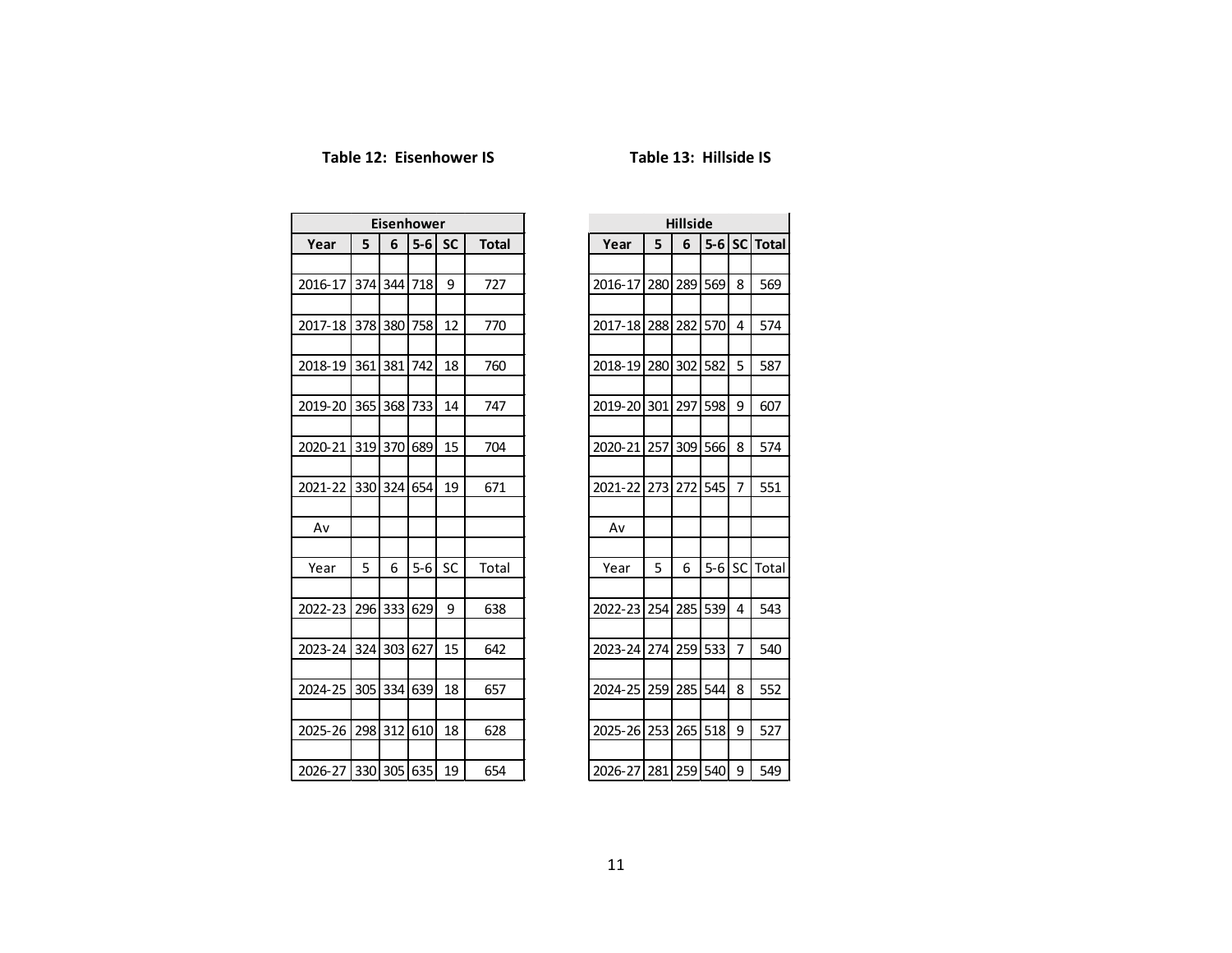**Table 12: Eisenhower IS**

| Eisenhower | | | | | |
|---|---|---|---|---|---|
| **Year** | **5** | **6** | **5-6** | **SC** | **Total** |
| 2016-17 | 374 | 344 | 718 | 9 | 727 |
| 2017-18 | 378 | 380 | 758 | 12 | 770 |
| 2018-19 | 361 | 381 | 742 | 18 | 760 |
| 2019-20 | 365 | 368 | 733 | 14 | 747 |
| 2020-21 | 319 | 370 | 689 | 15 | 704 |
| 2021-22 | 330 | 324 | 654 | 19 | 671 |
| Av | | | | | |
| Year | 5 | 6 | 5-6 | SC | Total |
| 2022-23 | 296 | 333 | 629 | 9 | 638 |
| 2023-24 | 324 | 303 | 627 | 15 | 642 |
| 2024-25 | 305 | 334 | 639 | 18 | 657 |
| 2025-26 | 298 | 312 | 610 | 18 | 628 |
| 2026-27 | 330 | 305 | 635 | 19 | 654 |

**Table 13: Hillside IS**

| Hillside | | | | | |
|---|---|---|---|---|---|
| **Year** | **5** | **6** | **5-6** | **SC** | **Total** |
| 2016-17 | 280 | 289 | 569 | 8 | 569 |
| 2017-18 | 288 | 282 | 570 | 4 | 574 |
| 2018-19 | 280 | 302 | 582 | 5 | 587 |
| 2019-20 | 301 | 297 | 598 | 9 | 607 |
| 2020-21 | 257 | 309 | 566 | 8 | 574 |
| 2021-22 | 273 | 272 | 545 | 7 | 551 |
| Av | | | | | |
| Year | 5 | 6 | 5-6 | SC | Total |
| 2022-23 | 254 | 285 | 539 | 4 | 543 |
| 2023-24 | 274 | 259 | 533 | 7 | 540 |
| 2024-25 | 259 | 285 | 544 | 8 | 552 |
| 2025-26 | 253 | 265 | 518 | 9 | 527 |
| 2026-27 | 281 | 259 | 540 | 9 | 549 |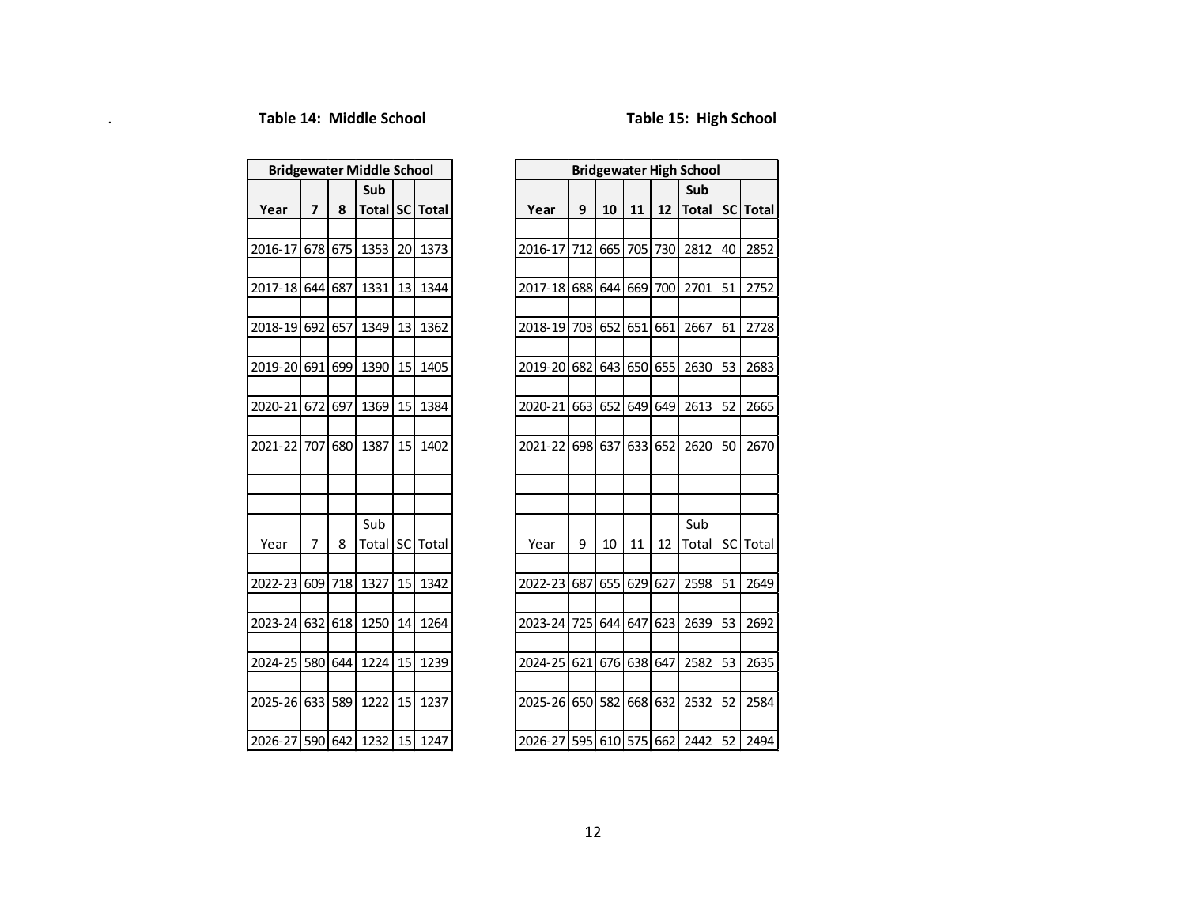**Table 14: Middle School**

| Bridgewater Middle School | | | | | |
|---|---|---|---|---|---|
| Year | 7 | 8 | Sub Total | SC | Total |
| 2016-17 | 678 | 675 | 1353 | 20 | 1373 |
| 2017-18 | 644 | 687 | 1331 | 13 | 1344 |
| 2018-19 | 692 | 657 | 1349 | 13 | 1362 |
| 2019-20 | 691 | 699 | 1390 | 15 | 1405 |
| 2020-21 | 672 | 697 | 1369 | 15 | 1384 |
| 2021-22 | 707 | 680 | 1387 | 15 | 1402 |
| Year | 7 | 8 | Sub Total | SC | Total |
| 2022-23 | 609 | 718 | 1327 | 15 | 1342 |
| 2023-24 | 632 | 618 | 1250 | 14 | 1264 |
| 2024-25 | 580 | 644 | 1224 | 15 | 1239 |
| 2025-26 | 633 | 589 | 1222 | 15 | 1237 |
| 2026-27 | 590 | 642 | 1232 | 15 | 1247 |

**Table 15: High School**

| Bridgewater High School | | | | | | | |
|---|---|---|---|---|---|---|---|
| Year | 9 | 10 | 11 | 12 | Sub Total | SC | Total |
| 2016-17 | 712 | 665 | 705 | 730 | 2812 | 40 | 2852 |
| 2017-18 | 688 | 644 | 669 | 700 | 2701 | 51 | 2752 |
| 2018-19 | 703 | 652 | 651 | 661 | 2667 | 61 | 2728 |
| 2019-20 | 682 | 643 | 650 | 655 | 2630 | 53 | 2683 |
| 2020-21 | 663 | 652 | 649 | 649 | 2613 | 52 | 2665 |
| 2021-22 | 698 | 637 | 633 | 652 | 2620 | 50 | 2670 |
| Year | 9 | 10 | 11 | 12 | Sub Total | SC | Total |
| 2022-23 | 687 | 655 | 629 | 627 | 2598 | 51 | 2649 |
| 2023-24 | 725 | 644 | 647 | 623 | 2639 | 53 | 2692 |
| 2024-25 | 621 | 676 | 638 | 647 | 2582 | 53 | 2635 |
| 2025-26 | 650 | 582 | 668 | 632 | 2532 | 52 | 2584 |
| 2026-27 | 595 | 610 | 575 | 662 | 2442 | 52 | 2494 |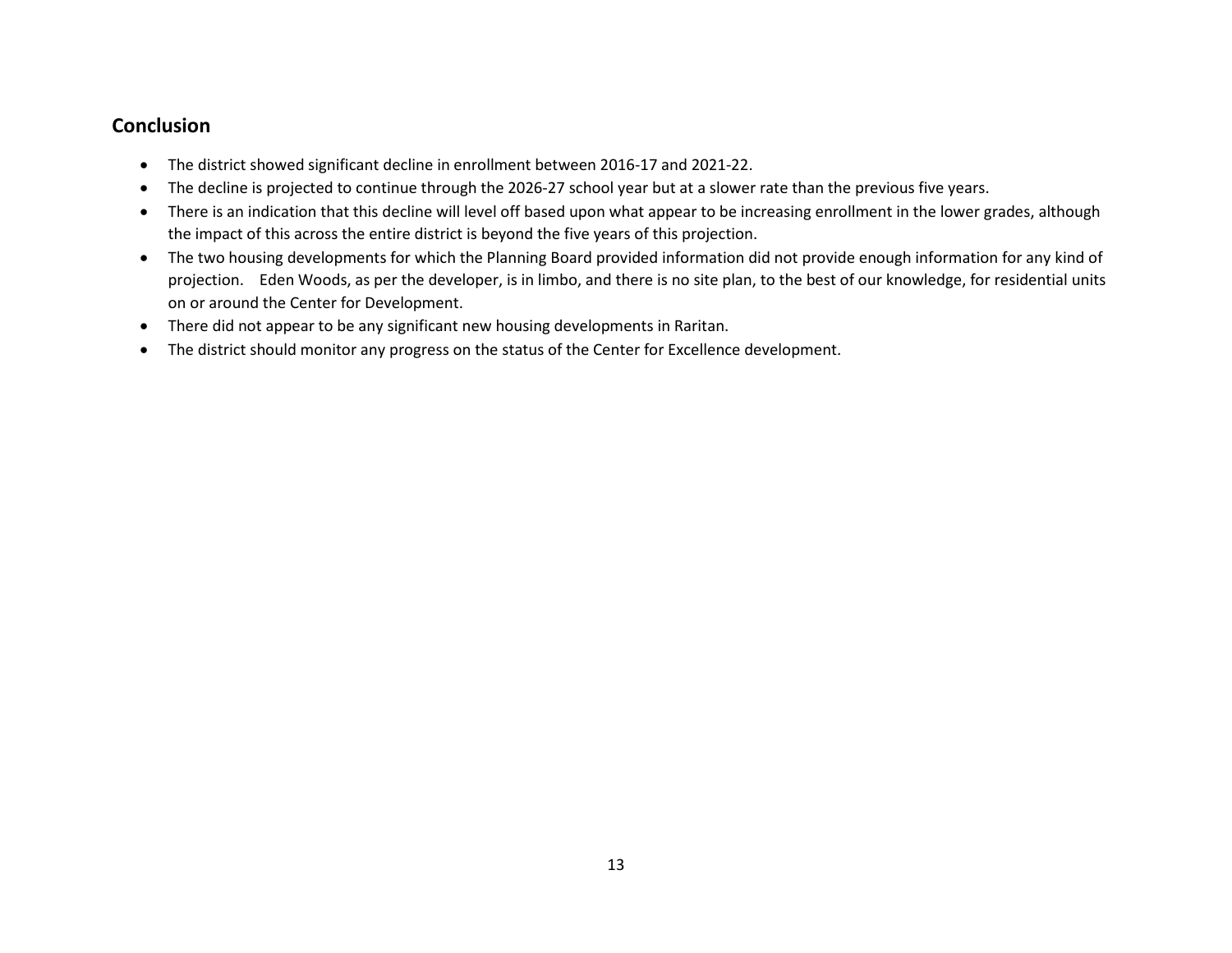## Conclusion

- The district showed significant decline in enrollment between 2016-17 and 2021-22.
- The decline is projected to continue through the 2026-27 school year but at a slower rate than the previous five years.
- There is an indication that this decline will level off based upon what appear to be increasing enrollment in the lower grades, although the impact of this across the entire district is beyond the five years of this projection.
- The two housing developments for which the Planning Board provided information did not provide enough information for any kind of projection. Eden Woods, as per the developer, is in limbo, and there is no site plan, to the best of our knowledge, for residential units on or around the Center for Development.
- There did not appear to be any significant new housing developments in Raritan.
- The district should monitor any progress on the status of the Center for Excellence development.